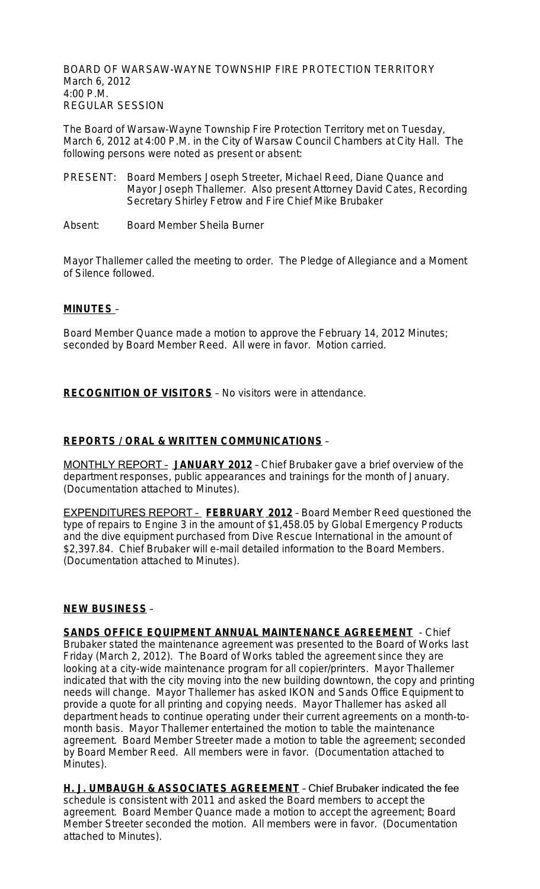BOARD OF WARSAW-WAYNE TOWNSHIP FIRE PROTECTION TERRITORY
March 6, 2012
4:00 P.M.
REGULAR SESSION

The Board of Warsaw-Wayne Township Fire Protection Territory met on Tuesday, March 6, 2012 at 4:00 P.M. in the City of Warsaw Council Chambers at City Hall. The following persons were noted as present or absent:

PRESENT: Board Members Joseph Streeter, Michael Reed, Diane Quance and Mayor Joseph Thallemer. Also present Attorney David Cates, Recording Secretary Shirley Fetrow and Fire Chief Mike Brubaker

Absent: Board Member Sheila Burner

Mayor Thallemer called the meeting to order. The Pledge of Allegiance and a Moment of Silence followed.

**MINUTES** –

Board Member Quance made a motion to approve the February 14, 2012 Minutes; seconded by Board Member Reed. All were in favor. Motion carried.

**RECOGNITION OF VISITORS** – No visitors were in attendance.

**REPORTS / ORAL & WRITTEN COMMUNICATIONS** –

MONTHLY REPORT – **JANUARY 2012** – Chief Brubaker gave a brief overview of the department responses, public appearances and trainings for the month of January. (Documentation attached to Minutes).

EXPENDITURES REPORT – **FEBRUARY 2012** – Board Member Reed questioned the type of repairs to Engine 3 in the amount of $1,458.05 by Global Emergency Products and the dive equipment purchased from Dive Rescue International in the amount of $2,397.84. Chief Brubaker will e-mail detailed information to the Board Members. (Documentation attached to Minutes).

**NEW BUSINESS** –

**SANDS OFFICE EQUIPMENT ANNUAL MAINTENANCE AGREEMENT** - Chief Brubaker stated the maintenance agreement was presented to the Board of Works last Friday (March 2, 2012). The Board of Works tabled the agreement since they are looking at a city-wide maintenance program for all copier/printers. Mayor Thallemer indicated that with the city moving into the new building downtown, the copy and printing needs will change. Mayor Thallemer has asked IKON and Sands Office Equipment to provide a quote for all printing and copying needs. Mayor Thallemer has asked all department heads to continue operating under their current agreements on a month-to-month basis. Mayor Thallemer entertained the motion to table the maintenance agreement. Board Member Streeter made a motion to table the agreement; seconded by Board Member Reed. All members were in favor. (Documentation attached to Minutes).

**H. J. UMBAUGH & ASSOCIATES AGREEMENT** – Chief Brubaker indicated the fee schedule is consistent with 2011 and asked the Board members to accept the agreement. Board Member Quance made a motion to accept the agreement; Board Member Streeter seconded the motion. All members were in favor. (Documentation attached to Minutes).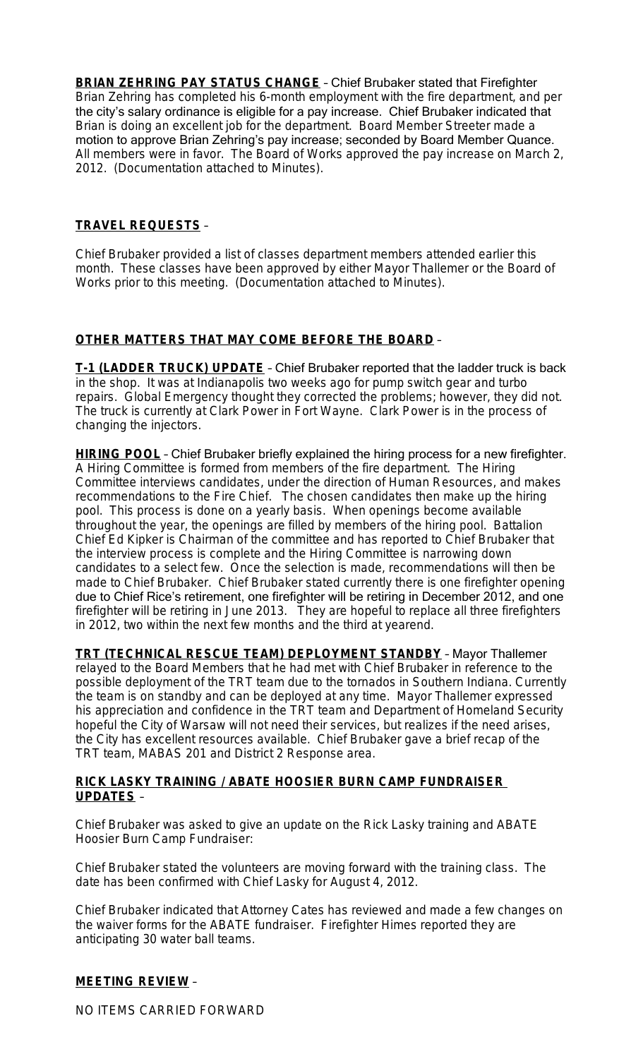**BRIAN ZEHRING PAY STATUS CHANGE** – Chief Brubaker stated that Firefighter Brian Zehring has completed his 6-month employment with the fire department, and per the city's salary ordinance is eligible for a pay increase. Chief Brubaker indicated that Brian is doing an excellent job for the department. Board Member Streeter made a motion to approve Brian Zehring's pay increase; seconded by Board Member Quance. All members were in favor. The Board of Works approved the pay increase on March 2, 2012. (Documentation attached to Minutes).

**TRAVEL REQUESTS** –

Chief Brubaker provided a list of classes department members attended earlier this month. These classes have been approved by either Mayor Thallemer or the Board of Works prior to this meeting. (Documentation attached to Minutes).

**OTHER MATTERS THAT MAY COME BEFORE THE BOARD** –

**T-1 (LADDER TRUCK) UPDATE** – Chief Brubaker reported that the ladder truck is back in the shop. It was at Indianapolis two weeks ago for pump switch gear and turbo repairs. Global Emergency thought they corrected the problems; however, they did not. The truck is currently at Clark Power in Fort Wayne. Clark Power is in the process of changing the injectors.

**HIRING POOL** – Chief Brubaker briefly explained the hiring process for a new firefighter. A Hiring Committee is formed from members of the fire department. The Hiring Committee interviews candidates, under the direction of Human Resources, and makes recommendations to the Fire Chief. The chosen candidates then make up the hiring pool. This process is done on a yearly basis. When openings become available throughout the year, the openings are filled by members of the hiring pool. Battalion Chief Ed Kipker is Chairman of the committee and has reported to Chief Brubaker that the interview process is complete and the Hiring Committee is narrowing down candidates to a select few. Once the selection is made, recommendations will then be made to Chief Brubaker. Chief Brubaker stated currently there is one firefighter opening due to Chief Rice's retirement, one firefighter will be retiring in December 2012, and one firefighter will be retiring in June 2013. They are hopeful to replace all three firefighters in 2012, two within the next few months and the third at yearend.

**TRT (TECHNICAL RESCUE TEAM) DEPLOYMENT STANDBY** – Mayor Thallemer relayed to the Board Members that he had met with Chief Brubaker in reference to the possible deployment of the TRT team due to the tornados in Southern Indiana. Currently the team is on standby and can be deployed at any time. Mayor Thallemer expressed his appreciation and confidence in the TRT team and Department of Homeland Security hopeful the City of Warsaw will not need their services, but realizes if the need arises, the City has excellent resources available. Chief Brubaker gave a brief recap of the TRT team, MABAS 201 and District 2 Response area.

**RICK LASKY TRAINING / ABATE HOOSIER BURN CAMP FUNDRAISER UPDATES** –

Chief Brubaker was asked to give an update on the Rick Lasky training and ABATE Hoosier Burn Camp Fundraiser:

Chief Brubaker stated the volunteers are moving forward with the training class. The date has been confirmed with Chief Lasky for August 4, 2012.

Chief Brubaker indicated that Attorney Cates has reviewed and made a few changes on the waiver forms for the ABATE fundraiser. Firefighter Himes reported they are anticipating 30 water ball teams.

**MEETING REVIEW** –

NO ITEMS CARRIED FORWARD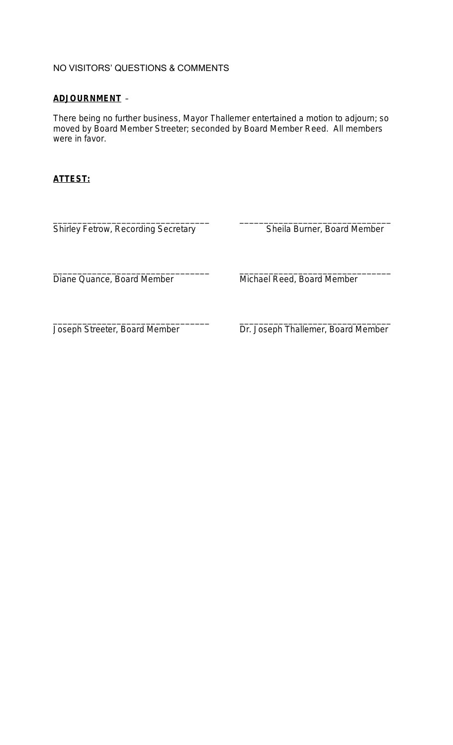NO VISITORS' QUESTIONS & COMMENTS

**ADJOURNMENT** –

There being no further business, Mayor Thallemer entertained a motion to adjourn; so moved by Board Member Streeter; seconded by Board Member Reed. All members were in favor.

**ATTEST:**

| | |
|---|---|
| ______________________________ | ______________________________ |
| Shirley Fetrow, Recording Secretary | Sheila Burner, Board Member |
| ______________________________ | ______________________________ |
| Diane Quance, Board Member | Michael Reed, Board Member |
| ______________________________ | ______________________________ |
| Joseph Streeter, Board Member | Dr. Joseph Thallemer, Board Member |